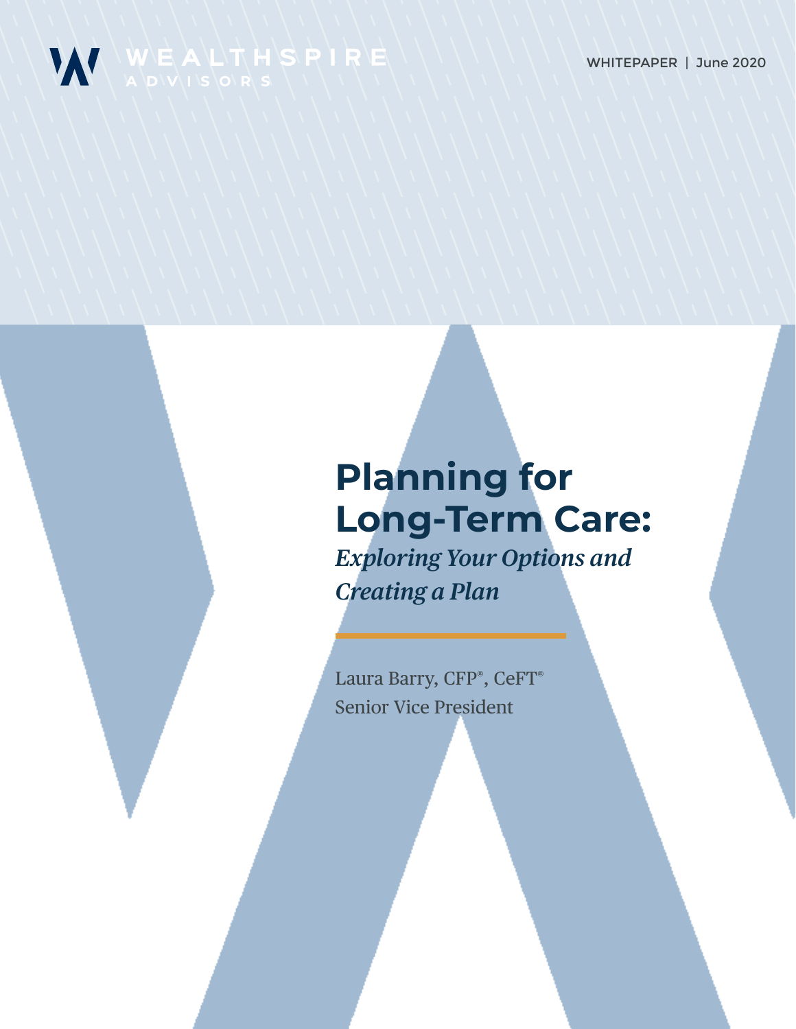WEALTHSPIRE ADVISORS

WHITEPAPER | June 2020

# Planning for Long-Term Care:

## *Exploring Your Options and Creating a Plan*

Laura Barry, CFP®, CeFT®
Senior Vice President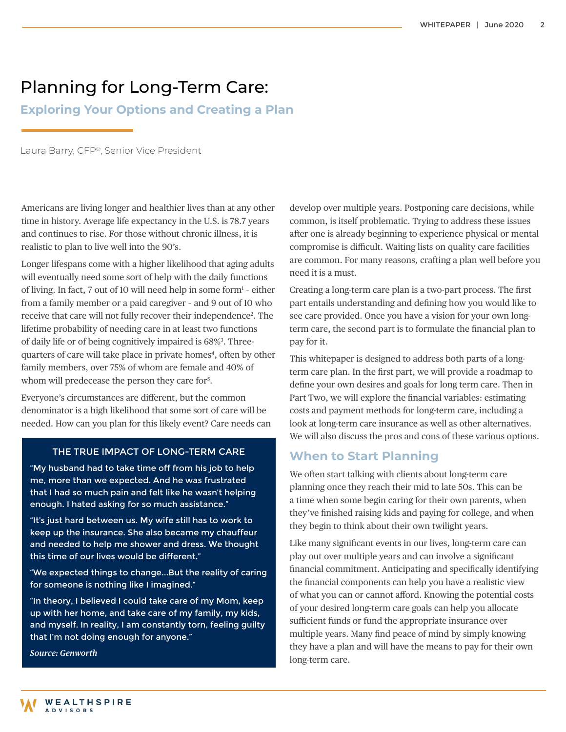# Planning for Long-Term Care:

## Exploring Your Options and Creating a Plan

Laura Barry, CFP®, Senior Vice President

Americans are living longer and healthier lives than at any other time in history. Average life expectancy in the U.S. is 78.7 years and continues to rise. For those without chronic illness, it is realistic to plan to live well into the 90's.

Longer lifespans come with a higher likelihood that aging adults will eventually need some sort of help with the daily functions of living. In fact, 7 out of 10 will need help in some form[1] - either from a family member or a paid caregiver - and 9 out of 10 who receive that care will not fully recover their independence[2]. The lifetime probability of needing care in at least two functions of daily life or of being cognitively impaired is 68%[3]. Three-quarters of care will take place in private homes[4], often by other family members, over 75% of whom are female and 40% of whom will predecease the person they care for[5].

Everyone's circumstances are different, but the common denominator is a high likelihood that some sort of care will be needed. How can you plan for this likely event? Care needs can develop over multiple years. Postponing care decisions, while common, is itself problematic. Trying to address these issues after one is already beginning to experience physical or mental compromise is difficult. Waiting lists on quality care facilities are common. For many reasons, crafting a plan well before you need it is a must.

**THE TRUE IMPACT OF LONG-TERM CARE**

"My husband had to take time off from his job to help me, more than we expected. And he was frustrated that I had so much pain and felt like he wasn't helping enough. I hated asking for so much assistance."

"It's just hard between us. My wife still has to work to keep up the insurance. She also became my chauffeur and needed to help me shower and dress. We thought this time of our lives would be different."

"We expected things to change...But the reality of caring for someone is nothing like I imagined."

"In theory, I believed I could take care of my Mom, keep up with her home, and take care of my family, my kids, and myself. In reality, I am constantly torn, feeling guilty that I'm not doing enough for anyone."

*Source: Genworth*

Creating a long-term care plan is a two-part process. The first part entails understanding and defining how you would like to see care provided. Once you have a vision for your own long-term care, the second part is to formulate the financial plan to pay for it.

This whitepaper is designed to address both parts of a long-term care plan. In the first part, we will provide a roadmap to define your own desires and goals for long term care. Then in Part Two, we will explore the financial variables: estimating costs and payment methods for long-term care, including a look at long-term care insurance as well as other alternatives. We will also discuss the pros and cons of these various options.

## When to Start Planning

We often start talking with clients about long-term care planning once they reach their mid to late 50s. This can be a time when some begin caring for their own parents, when they've finished raising kids and paying for college, and when they begin to think about their own twilight years.

Like many significant events in our lives, long-term care can play out over multiple years and can involve a significant financial commitment. Anticipating and specifically identifying the financial components can help you have a realistic view of what you can or cannot afford. Knowing the potential costs of your desired long-term care goals can help you allocate sufficient funds or fund the appropriate insurance over multiple years. Many find peace of mind by simply knowing they have a plan and will have the means to pay for their own long-term care.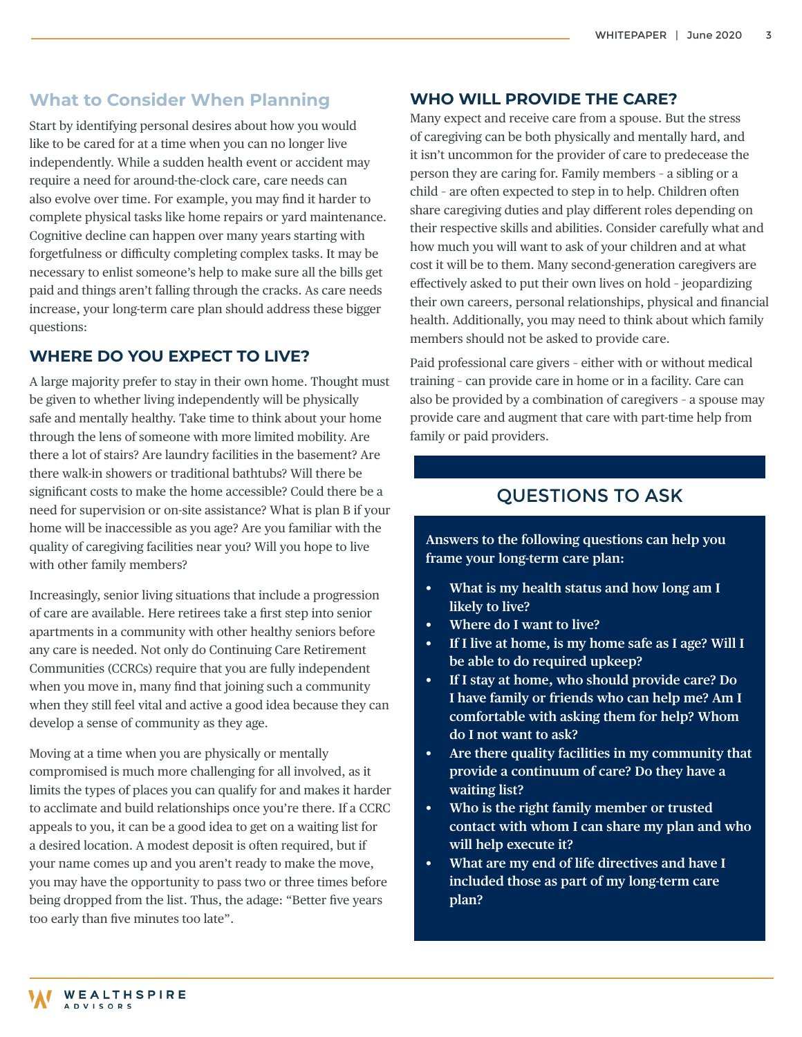## What to Consider When Planning

Start by identifying personal desires about how you would like to be cared for at a time when you can no longer live independently. While a sudden health event or accident may require a need for around-the-clock care, care needs can also evolve over time. For example, you may find it harder to complete physical tasks like home repairs or yard maintenance. Cognitive decline can happen over many years starting with forgetfulness or difficulty completing complex tasks. It may be necessary to enlist someone's help to make sure all the bills get paid and things aren't falling through the cracks. As care needs increase, your long-term care plan should address these bigger questions:

### WHERE DO YOU EXPECT TO LIVE?

A large majority prefer to stay in their own home. Thought must be given to whether living independently will be physically safe and mentally healthy. Take time to think about your home through the lens of someone with more limited mobility. Are there a lot of stairs? Are laundry facilities in the basement? Are there walk-in showers or traditional bathtubs? Will there be significant costs to make the home accessible? Could there be a need for supervision or on-site assistance? What is plan B if your home will be inaccessible as you age? Are you familiar with the quality of caregiving facilities near you? Will you hope to live with other family members?

Increasingly, senior living situations that include a progression of care are available. Here retirees take a first step into senior apartments in a community with other healthy seniors before any care is needed. Not only do Continuing Care Retirement Communities (CCRCs) require that you are fully independent when you move in, many find that joining such a community when they still feel vital and active a good idea because they can develop a sense of community as they age.

Moving at a time when you are physically or mentally compromised is much more challenging for all involved, as it limits the types of places you can qualify for and makes it harder to acclimate and build relationships once you're there. If a CCRC appeals to you, it can be a good idea to get on a waiting list for a desired location. A modest deposit is often required, but if your name comes up and you aren't ready to make the move, you may have the opportunity to pass two or three times before being dropped from the list. Thus, the adage: "Better five years too early than five minutes too late".

### WHO WILL PROVIDE THE CARE?

Many expect and receive care from a spouse. But the stress of caregiving can be both physically and mentally hard, and it isn't uncommon for the provider of care to predecease the person they are caring for. Family members - a sibling or a child - are often expected to step in to help. Children often share caregiving duties and play different roles depending on their respective skills and abilities. Consider carefully what and how much you will want to ask of your children and at what cost it will be to them. Many second-generation caregivers are effectively asked to put their own lives on hold - jeopardizing their own careers, personal relationships, physical and financial health. Additionally, you may need to think about which family members should not be asked to provide care.

Paid professional care givers - either with or without medical training - can provide care in home or in a facility. Care can also be provided by a combination of caregivers - a spouse may provide care and augment that care with part-time help from family or paid providers.

### QUESTIONS TO ASK

**Answers to the following questions can help you frame your long-term care plan:**

- **What is my health status and how long am I likely to live?**
- **Where do I want to live?**
- **If I live at home, is my home safe as I age? Will I be able to do required upkeep?**
- **If I stay at home, who should provide care? Do I have family or friends who can help me? Am I comfortable with asking them for help? Whom do I not want to ask?**
- **Are there quality facilities in my community that provide a continuum of care? Do they have a waiting list?**
- **Who is the right family member or trusted contact with whom I can share my plan and who will help execute it?**
- **What are my end of life directives and have I included those as part of my long-term care plan?**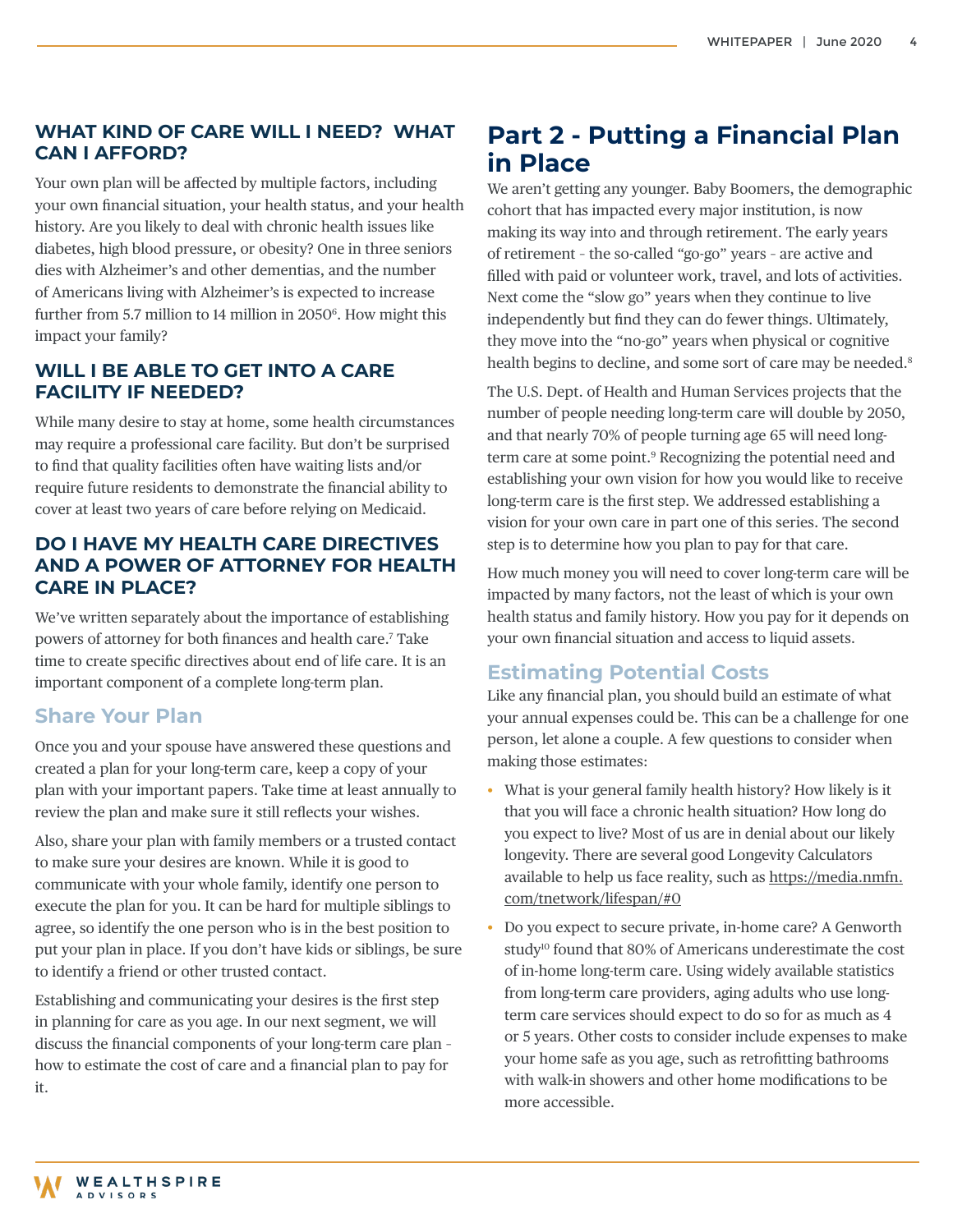### WHAT KIND OF CARE WILL I NEED? WHAT CAN I AFFORD?

Your own plan will be affected by multiple factors, including your own financial situation, your health status, and your health history. Are you likely to deal with chronic health issues like diabetes, high blood pressure, or obesity? One in three seniors dies with Alzheimer's and other dementias, and the number of Americans living with Alzheimer's is expected to increase further from 5.7 million to 14 million in 2050[6]. How might this impact your family?

### WILL I BE ABLE TO GET INTO A CARE FACILITY IF NEEDED?

While many desire to stay at home, some health circumstances may require a professional care facility. But don't be surprised to find that quality facilities often have waiting lists and/or require future residents to demonstrate the financial ability to cover at least two years of care before relying on Medicaid.

### DO I HAVE MY HEALTH CARE DIRECTIVES AND A POWER OF ATTORNEY FOR HEALTH CARE IN PLACE?

We've written separately about the importance of establishing powers of attorney for both finances and health care.[7] Take time to create specific directives about end of life care. It is an important component of a complete long-term plan.

## Share Your Plan

Once you and your spouse have answered these questions and created a plan for your long-term care, keep a copy of your plan with your important papers. Take time at least annually to review the plan and make sure it still reflects your wishes.

Also, share your plan with family members or a trusted contact to make sure your desires are known. While it is good to communicate with your whole family, identify one person to execute the plan for you. It can be hard for multiple siblings to agree, so identify the one person who is in the best position to put your plan in place. If you don't have kids or siblings, be sure to identify a friend or other trusted contact.

Establishing and communicating your desires is the first step in planning for care as you age. In our next segment, we will discuss the financial components of your long-term care plan - how to estimate the cost of care and a financial plan to pay for it.

# Part 2 - Putting a Financial Plan in Place

We aren't getting any younger. Baby Boomers, the demographic cohort that has impacted every major institution, is now making its way into and through retirement. The early years of retirement - the so-called "go-go" years - are active and filled with paid or volunteer work, travel, and lots of activities. Next come the "slow go" years when they continue to live independently but find they can do fewer things. Ultimately, they move into the "no-go" years when physical or cognitive health begins to decline, and some sort of care may be needed.[8]

The U.S. Dept. of Health and Human Services projects that the number of people needing long-term care will double by 2050, and that nearly 70% of people turning age 65 will need long-term care at some point.[9] Recognizing the potential need and establishing your own vision for how you would like to receive long-term care is the first step. We addressed establishing a vision for your own care in part one of this series. The second step is to determine how you plan to pay for that care.

How much money you will need to cover long-term care will be impacted by many factors, not the least of which is your own health status and family history. How you pay for it depends on your own financial situation and access to liquid assets.

## Estimating Potential Costs

Like any financial plan, you should build an estimate of what your annual expenses could be. This can be a challenge for one person, let alone a couple. A few questions to consider when making those estimates:

- What is your general family health history? How likely is it that you will face a chronic health situation? How long do you expect to live? Most of us are in denial about our likely longevity. There are several good Longevity Calculators available to help us face reality, such as https://media.nmfn.com/tnetwork/lifespan/#0
- Do you expect to secure private, in-home care? A Genworth study[10] found that 80% of Americans underestimate the cost of in-home long-term care. Using widely available statistics from long-term care providers, aging adults who use long-term care services should expect to do so for as much as 4 or 5 years. Other costs to consider include expenses to make your home safe as you age, such as retrofitting bathrooms with walk-in showers and other home modifications to be more accessible.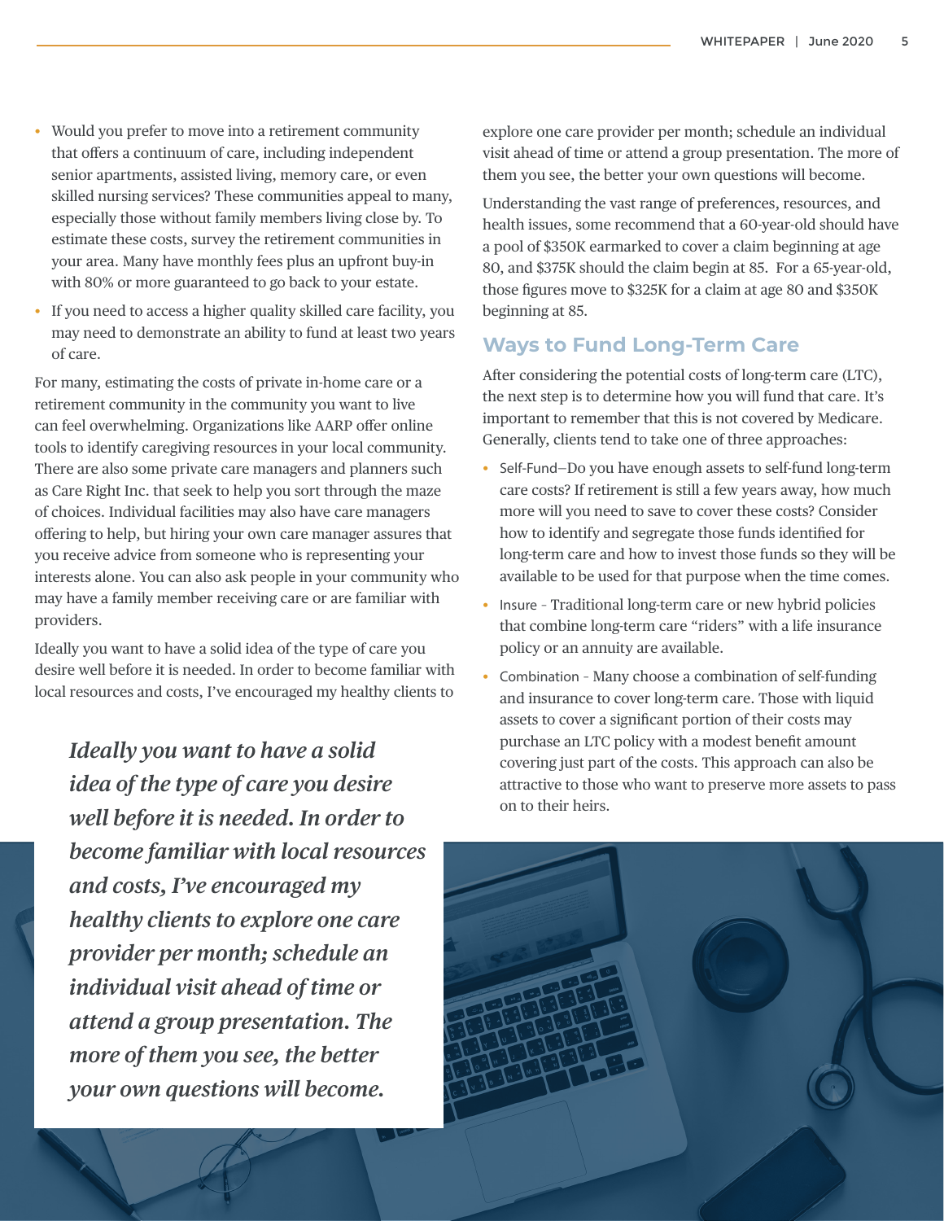- Would you prefer to move into a retirement community that offers a continuum of care, including independent senior apartments, assisted living, memory care, or even skilled nursing services? These communities appeal to many, especially those without family members living close by. To estimate these costs, survey the retirement communities in your area. Many have monthly fees plus an upfront buy-in with 80% or more guaranteed to go back to your estate.
- If you need to access a higher quality skilled care facility, you may need to demonstrate an ability to fund at least two years of care.

For many, estimating the costs of private in-home care or a retirement community in the community you want to live can feel overwhelming. Organizations like AARP offer online tools to identify caregiving resources in your local community. There are also some private care managers and planners such as Care Right Inc. that seek to help you sort through the maze of choices. Individual facilities may also have care managers offering to help, but hiring your own care manager assures that you receive advice from someone who is representing your interests alone. You can also ask people in your community who may have a family member receiving care or are familiar with providers.

Ideally you want to have a solid idea of the type of care you desire well before it is needed. In order to become familiar with local resources and costs, I've encouraged my healthy clients to explore one care provider per month; schedule an individual visit ahead of time or attend a group presentation. The more of them you see, the better your own questions will become.

> ***Ideally you want to have a solid idea of the type of care you desire well before it is needed. In order to become familiar with local resources and costs, I've encouraged my healthy clients to explore one care provider per month; schedule an individual visit ahead of time or attend a group presentation. The more of them you see, the better your own questions will become.***

Understanding the vast range of preferences, resources, and health issues, some recommend that a 60-year-old should have a pool of $350K earmarked to cover a claim beginning at age 80, and $375K should the claim begin at 85. For a 65-year-old, those figures move to $325K for a claim at age 80 and $350K beginning at 85.

## Ways to Fund Long-Term Care

After considering the potential costs of long-term care (LTC), the next step is to determine how you will fund that care. It's important to remember that this is not covered by Medicare. Generally, clients tend to take one of three approaches:

- Self-Fund—Do you have enough assets to self-fund long-term care costs? If retirement is still a few years away, how much more will you need to save to cover these costs? Consider how to identify and segregate those funds identified for long-term care and how to invest those funds so they will be available to be used for that purpose when the time comes.
- Insure – Traditional long-term care or new hybrid policies that combine long-term care "riders" with a life insurance policy or an annuity are available.
- Combination – Many choose a combination of self-funding and insurance to cover long-term care. Those with liquid assets to cover a significant portion of their costs may purchase an LTC policy with a modest benefit amount covering just part of the costs. This approach can also be attractive to those who want to preserve more assets to pass on to their heirs.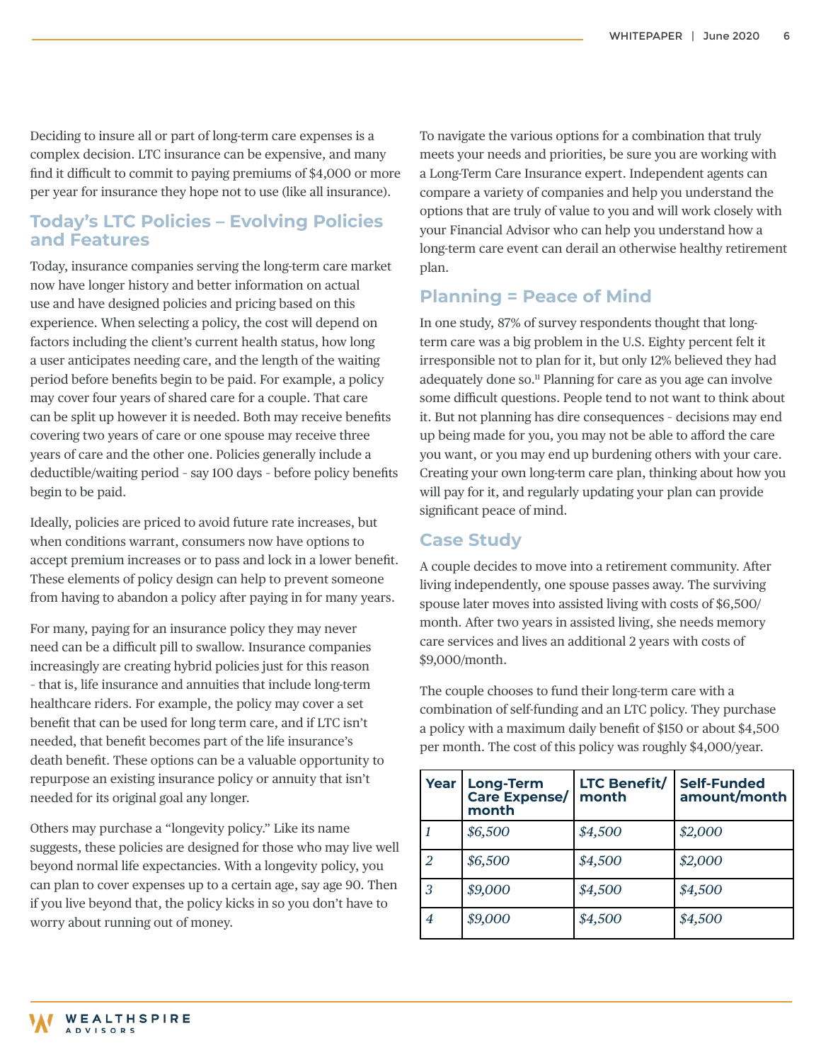Deciding to insure all or part of long-term care expenses is a complex decision. LTC insurance can be expensive, and many find it difficult to commit to paying premiums of $4,000 or more per year for insurance they hope not to use (like all insurance).

## Today's LTC Policies – Evolving Policies and Features

Today, insurance companies serving the long-term care market now have longer history and better information on actual use and have designed policies and pricing based on this experience. When selecting a policy, the cost will depend on factors including the client's current health status, how long a user anticipates needing care, and the length of the waiting period before benefits begin to be paid. For example, a policy may cover four years of shared care for a couple. That care can be split up however it is needed. Both may receive benefits covering two years of care or one spouse may receive three years of care and the other one. Policies generally include a deductible/waiting period - say 100 days - before policy benefits begin to be paid.

Ideally, policies are priced to avoid future rate increases, but when conditions warrant, consumers now have options to accept premium increases or to pass and lock in a lower benefit. These elements of policy design can help to prevent someone from having to abandon a policy after paying in for many years.

For many, paying for an insurance policy they may never need can be a difficult pill to swallow. Insurance companies increasingly are creating hybrid policies just for this reason - that is, life insurance and annuities that include long-term healthcare riders. For example, the policy may cover a set benefit that can be used for long term care, and if LTC isn't needed, that benefit becomes part of the life insurance's death benefit. These options can be a valuable opportunity to repurpose an existing insurance policy or annuity that isn't needed for its original goal any longer.

Others may purchase a "longevity policy." Like its name suggests, these policies are designed for those who may live well beyond normal life expectancies. With a longevity policy, you can plan to cover expenses up to a certain age, say age 90. Then if you live beyond that, the policy kicks in so you don't have to worry about running out of money.

To navigate the various options for a combination that truly meets your needs and priorities, be sure you are working with a Long-Term Care Insurance expert. Independent agents can compare a variety of companies and help you understand the options that are truly of value to you and will work closely with your Financial Advisor who can help you understand how a long-term care event can derail an otherwise healthy retirement plan.

## Planning = Peace of Mind

In one study, 87% of survey respondents thought that long-term care was a big problem in the U.S. Eighty percent felt it irresponsible not to plan for it, but only 12% believed they had adequately done so.[11] Planning for care as you age can involve some difficult questions. People tend to not want to think about it. But not planning has dire consequences - decisions may end up being made for you, you may not be able to afford the care you want, or you may end up burdening others with your care. Creating your own long-term care plan, thinking about how you will pay for it, and regularly updating your plan can provide significant peace of mind.

## Case Study

A couple decides to move into a retirement community. After living independently, one spouse passes away. The surviving spouse later moves into assisted living with costs of $6,500/month. After two years in assisted living, she needs memory care services and lives an additional 2 years with costs of $9,000/month.

The couple chooses to fund their long-term care with a combination of self-funding and an LTC policy. They purchase a policy with a maximum daily benefit of $150 or about $4,500 per month. The cost of this policy was roughly $4,000/year.

| Year | Long-Term Care Expense/ month | LTC Benefit/ month | Self-Funded amount/month |
|---|---|---|---|
| *1* | *$6,500* | *$4,500* | *$2,000* |
| *2* | *$6,500* | *$4,500* | *$2,000* |
| *3* | *$9,000* | *$4,500* | *$4,500* |
| *4* | *$9,000* | *$4,500* | *$4,500* |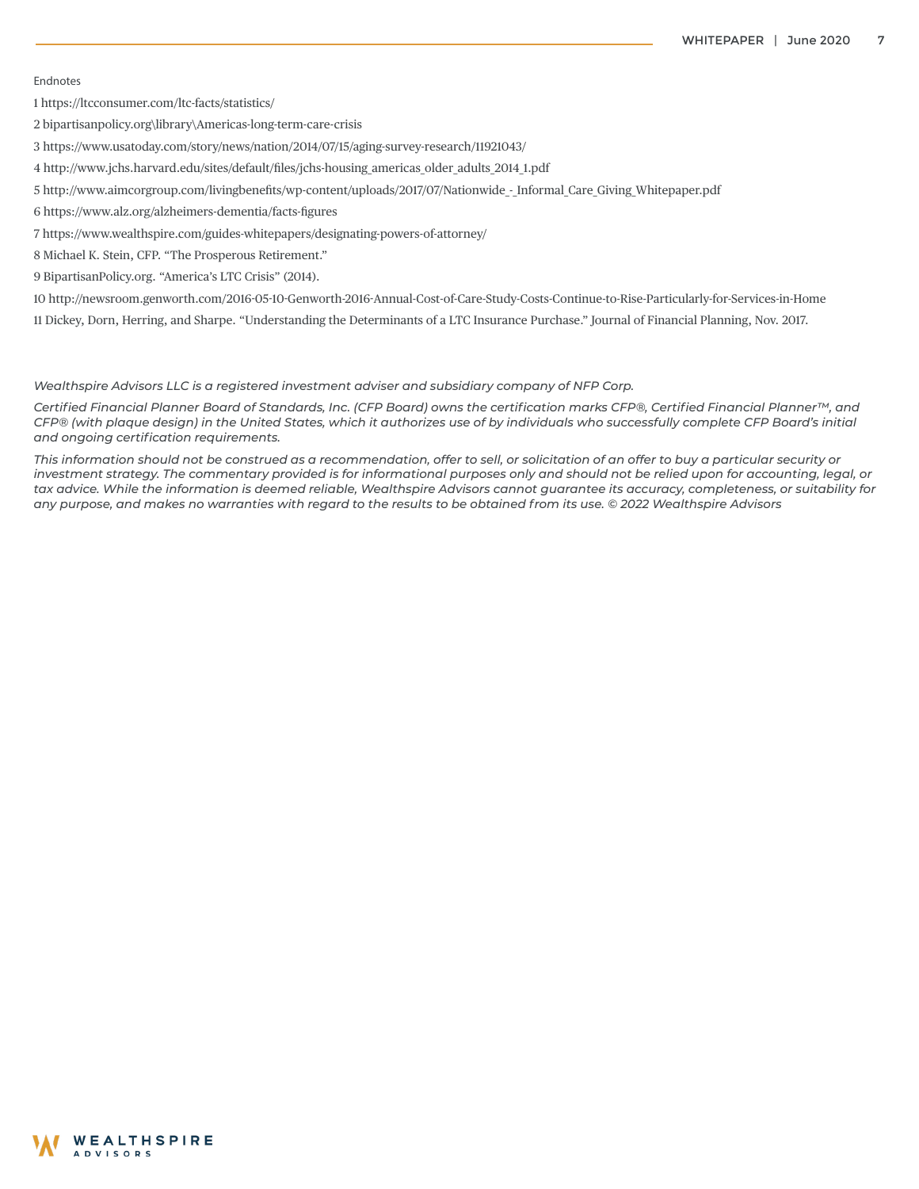Endnotes

1 https://ltcconsumer.com/ltc-facts/statistics/

2 bipartisanpolicy.org\library\Americas-long-term-care-crisis

3 https://www.usatoday.com/story/news/nation/2014/07/15/aging-survey-research/11921043/

4 http://www.jchs.harvard.edu/sites/default/files/jchs-housing_americas_older_adults_2014_1.pdf

5 http://www.aimcorgroup.com/livingbenefits/wp-content/uploads/2017/07/Nationwide_-_Informal_Care_Giving_Whitepaper.pdf

6 https://www.alz.org/alzheimers-dementia/facts-figures

7 https://www.wealthspire.com/guides-whitepapers/designating-powers-of-attorney/

8 Michael K. Stein, CFP. "The Prosperous Retirement."

9 BipartisanPolicy.org. "America's LTC Crisis" (2014).

10 http://newsroom.genworth.com/2016-05-10-Genworth-2016-Annual-Cost-of-Care-Study-Costs-Continue-to-Rise-Particularly-for-Services-in-Home

11 Dickey, Dorn, Herring, and Sharpe. "Understanding the Determinants of a LTC Insurance Purchase." Journal of Financial Planning, Nov. 2017.

*Wealthspire Advisors LLC is a registered investment adviser and subsidiary company of NFP Corp.*

*Certified Financial Planner Board of Standards, Inc. (CFP Board) owns the certification marks CFP®, Certified Financial Planner™, and CFP® (with plaque design) in the United States, which it authorizes use of by individuals who successfully complete CFP Board's initial and ongoing certification requirements.*

*This information should not be construed as a recommendation, offer to sell, or solicitation of an offer to buy a particular security or investment strategy. The commentary provided is for informational purposes only and should not be relied upon for accounting, legal, or tax advice. While the information is deemed reliable, Wealthspire Advisors cannot guarantee its accuracy, completeness, or suitability for any purpose, and makes no warranties with regard to the results to be obtained from its use. © 2022 Wealthspire Advisors*